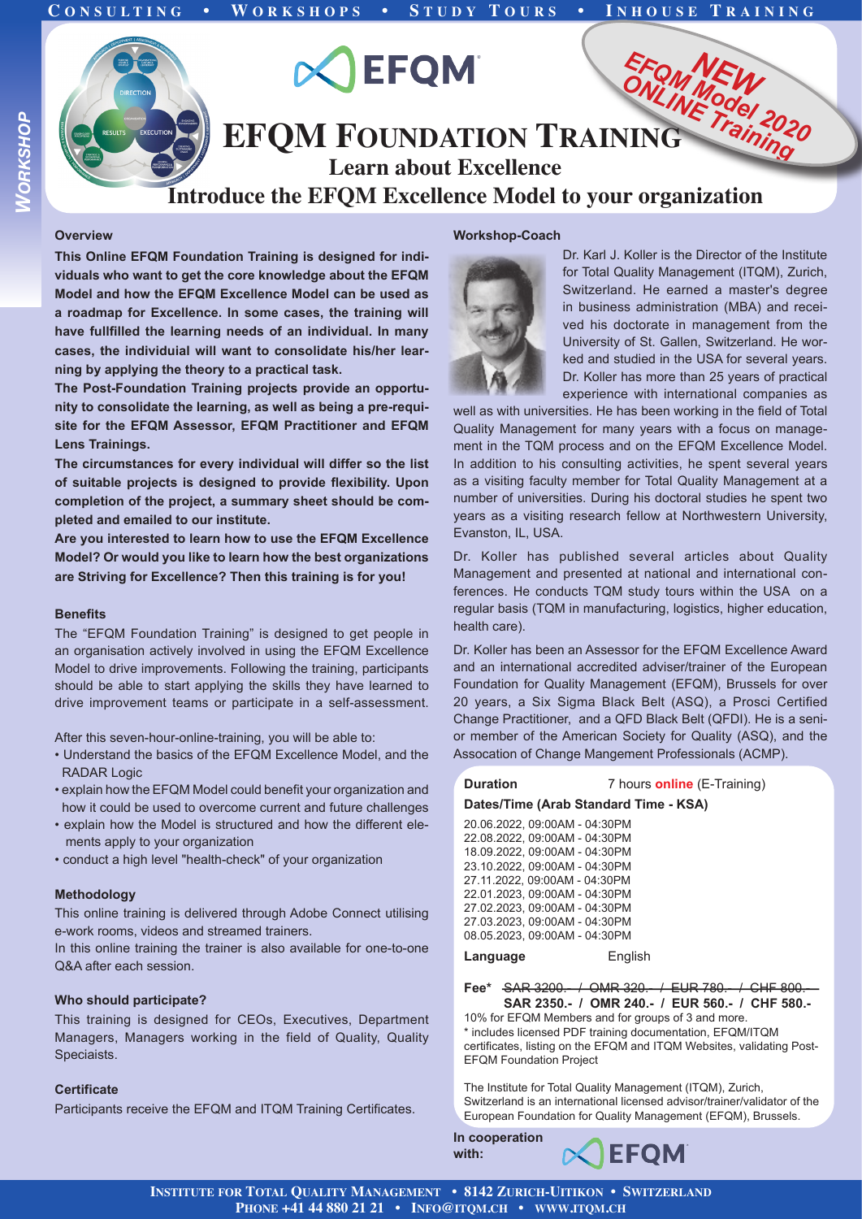CONSULTING • WORKSHOPS • STUDY TOURS • INHOUSE TRAINING

*WORKSHOP*

EFQM NEW ONLINE Training EFQM Model 2020

# EFQM FOUNDATION TRAINING

## Learn about Excellence

## Introduce the EFQM Excellence Model to your organization

### Overview

**This Online EFQM Foundation Training is designed for individuals who want to get the core knowledge about the EFQM Model and how the EFQM Excellence Model can be used as a roadmap for Excellence. In some cases, the training will have fullfilled the learning needs of an individual. In many cases, the individuial will want to consolidate his/her learning by applying the theory to a practical task.**

**The Post-Foundation Training projects provide an opportunity to consolidate the learning, as well as being a pre-requisite for the EFQM Assessor, EFQM Practitioner and EFQM Lens Trainings.**

**The circumstances for every individual will differ so the list of suitable projects is designed to provide flexibility. Upon completion of the project, a summary sheet should be completed and emailed to our institute.**

**Are you interested to learn how to use the EFQM Excellence Model? Or would you like to learn how the best organizations are Striving for Excellence? Then this training is for you!**

### Benefits

The "EFQM Foundation Training" is designed to get people in an organisation actively involved in using the EFQM Excellence Model to drive improvements. Following the training, participants should be able to start applying the skills they have learned to drive improvement teams or participate in a self-assessment.

After this seven-hour-online-training, you will be able to:

- Understand the basics of the EFQM Excellence Model, and the RADAR Logic
- explain how the EFQM Model could benefit your organization and how it could be used to overcome current and future challenges
- explain how the Model is structured and how the different elements apply to your organization
- conduct a high level "health-check" of your organization

### Methodology

This online training is delivered through Adobe Connect utilising e-work rooms, videos and streamed trainers.

In this online training the trainer is also available for one-to-one Q&A after each session.

### Who should participate?

This training is designed for CEOs, Executives, Department Managers, Managers working in the field of Quality, Quality Speciaists.

### Certificate

Participants receive the EFQM and ITQM Training Certificates.

### Workshop-Coach

Dr. Karl J. Koller is the Director of the Institute for Total Quality Management (ITQM), Zurich, Switzerland. He earned a master's degree in business administration (MBA) and received his doctorate in management from the University of St. Gallen, Switzerland. He worked and studied in the USA for several years. Dr. Koller has more than 25 years of practical experience with international companies as well as with universities. He has been working in the field of Total Quality Management for many years with a focus on management in the TQM process and on the EFQM Excellence Model. In addition to his consulting activities, he spent several years as a visiting faculty member for Total Quality Management at a number of universities. During his doctoral studies he spent two years as a visiting research fellow at Northwestern University, Evanston, IL, USA.

Dr. Koller has published several articles about Quality Management and presented at national and international conferences. He conducts TQM study tours within the USA on a regular basis (TQM in manufacturing, logistics, higher education, health care).

Dr. Koller has been an Assessor for the EFQM Excellence Award and an international accredited adviser/trainer of the European Foundation for Quality Management (EFQM), Brussels for over 20 years, a Six Sigma Black Belt (ASQ), a Prosci Certified Change Practitioner, and a QFD Black Belt (QFDI). He is a senior member of the American Society for Quality (ASQ), and the Assocation of Change Mangement Professionals (ACMP).

**Duration** 7 hours **online** (E-Training)

**Dates/Time (Arab Standard Time - KSA)**

20.06.2022, 09:00AM - 04:30PM
22.08.2022, 09:00AM - 04:30PM
18.09.2022, 09:00AM - 04:30PM
23.10.2022, 09:00AM - 04:30PM
27.11.2022, 09:00AM - 04:30PM
22.01.2023, 09:00AM - 04:30PM
27.02.2023, 09:00AM - 04:30PM
27.03.2023, 09:00AM - 04:30PM
08.05.2023, 09:00AM - 04:30PM

**Language** English

**Fee*** ~~SAR 3200.- / OMR 320.- / EUR 780.- / CHF 800.-~~
**SAR 2350.- / OMR 240.- / EUR 560.- / CHF 580.-**

10% for EFQM Members and for groups of 3 and more.
* includes licensed PDF training documentation, EFQM/ITQM certificates, listing on the EFQM and ITQM Websites, validating Post-EFQM Foundation Project

The Institute for Total Quality Management (ITQM), Zurich, Switzerland is an international licensed advisor/trainer/validator of the European Foundation for Quality Management (EFQM), Brussels.

**In cooperation with:** EFQM

INSTITUTE FOR TOTAL QUALITY MANAGEMENT • 8142 ZURICH-UITIKON • SWITZERLAND
PHONE +41 44 880 21 21 • INFO@ITQM.CH • WWW.ITQM.CH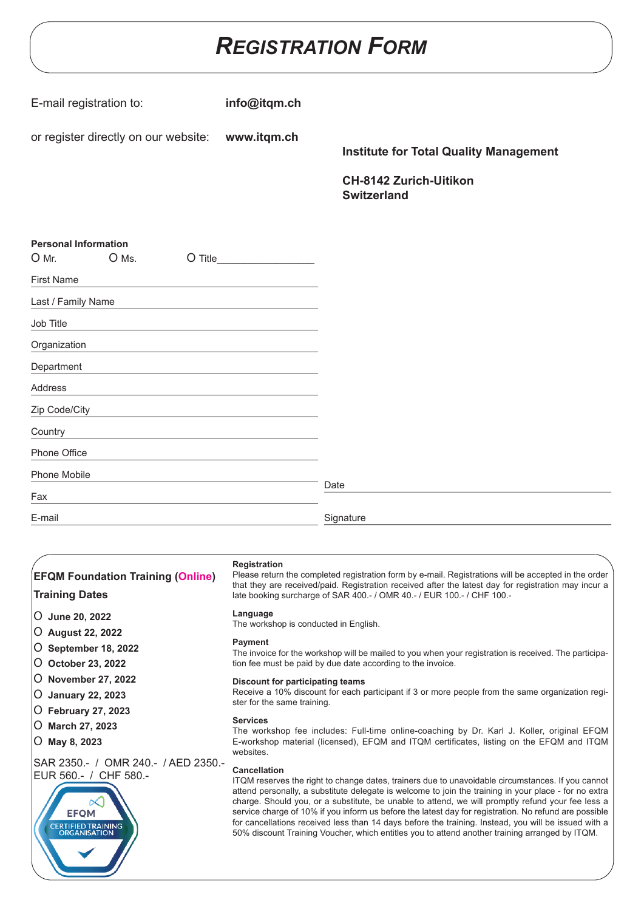# REGISTRATION FORM

E-mail registration to: **info@itqm.ch**

or register directly on our website: **www.itqm.ch**

**Institute for Total Quality Management**

**CH-8142 Zurich-Uitikon**
**Switzerland**

**Personal Information**

O Mr. O Ms. O Title\_\_\_\_\_\_\_\_\_\_\_\_\_\_\_\_\_

First Name

Last / Family Name

Job Title

Organization

Department

Address

Zip Code/City

Country

Phone Office

Phone Mobile

Fax

E-mail

Date

Signature

**EFQM Foundation Training (Online)**

**Training Dates**

- O **June 20, 2022**
- O **August 22, 2022**
- O **September 18, 2022**
- O **October 23, 2022**
- O **November 27, 2022**
- O **January 22, 2023**
- O **February 27, 2023**
- O **March 27, 2023**
- O **May 8, 2023**

SAR 2350.- / OMR 240.- / AED 2350.-
EUR 560.- / CHF 580.-

EFQM
CERTIFIED TRAINING ORGANISATION

**Registration**
Please return the completed registration form by e-mail. Registrations will be accepted in the order that they are received/paid. Registration received after the latest day for registration may incur a late booking surcharge of SAR 400.- / OMR 40.- / EUR 100.- / CHF 100.-

**Language**
The workshop is conducted in English.

**Payment**
The invoice for the workshop will be mailed to you when your registration is received. The participation fee must be paid by due date according to the invoice.

**Discount for participating teams**
Receive a 10% discount for each participant if 3 or more people from the same organization register for the same training.

**Services**
The workshop fee includes: Full-time online-coaching by Dr. Karl J. Koller, original EFQM E-workshop material (licensed), EFQM and ITQM certificates, listing on the EFQM and ITQM websites.

**Cancellation**
ITQM reserves the right to change dates, trainers due to unavoidable circumstances. If you cannot attend personally, a substitute delegate is welcome to join the training in your place - for no extra charge. Should you, or a substitute, be unable to attend, we will promptly refund your fee less a service charge of 10% if you inform us before the latest day for registration. No refund are possible for cancellations received less than 14 days before the training. Instead, you will be issued with a 50% discount Training Voucher, which entitles you to attend another training arranged by ITQM.